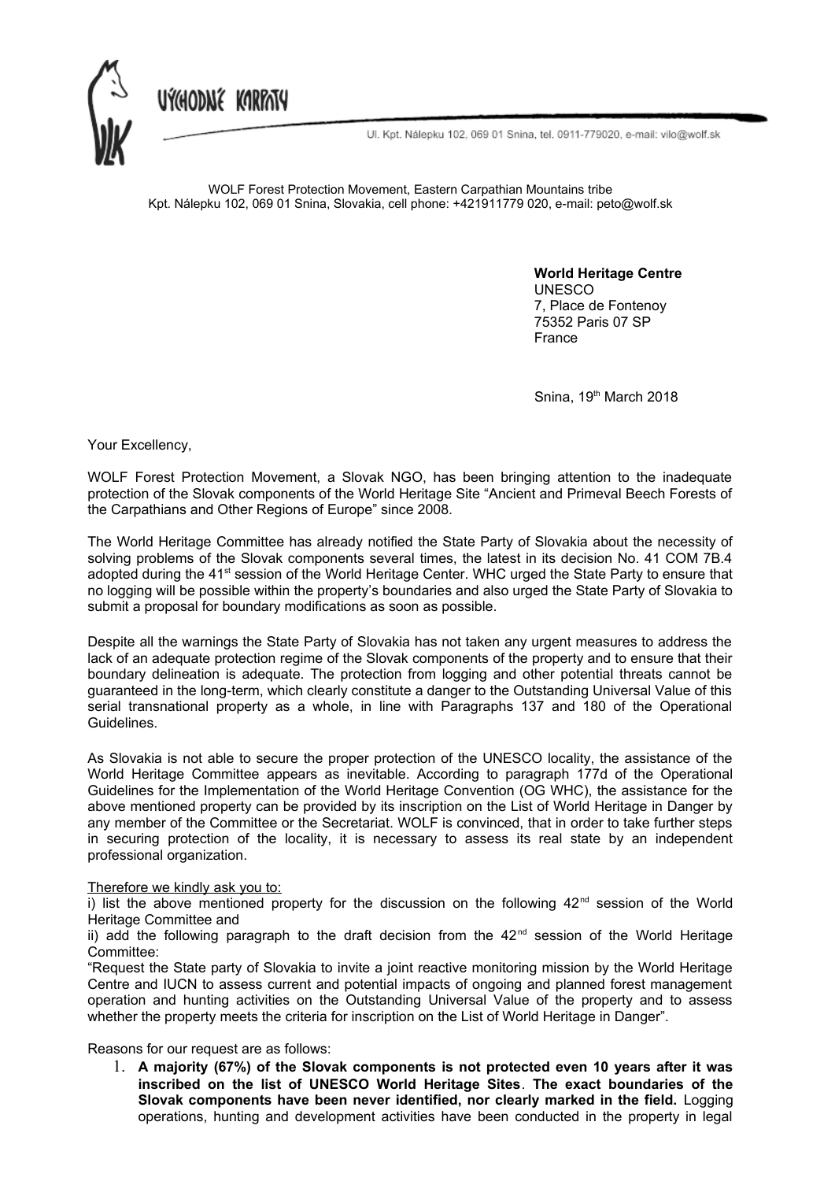VÝCHODNÉ KARPATY

Ul. Kpt. Nálepku 102, 069 01 Snina, tel. 0911-779020, e-mail: vilo@wolf.sk

WOLF Forest Protection Movement, Eastern Carpathian Mountains tribe
Kpt. Nálepku 102, 069 01 Snina, Slovakia, cell phone: +421911779 020, e-mail: peto@wolf.sk

**World Heritage Centre**
UNESCO
7, Place de Fontenoy
75352 Paris 07 SP
France

Snina, 19th March 2018

Your Excellency,

WOLF Forest Protection Movement, a Slovak NGO, has been bringing attention to the inadequate protection of the Slovak components of the World Heritage Site "Ancient and Primeval Beech Forests of the Carpathians and Other Regions of Europe" since 2008.

The World Heritage Committee has already notified the State Party of Slovakia about the necessity of solving problems of the Slovak components several times, the latest in its decision No. 41 COM 7B.4 adopted during the 41st session of the World Heritage Center. WHC urged the State Party to ensure that no logging will be possible within the property's boundaries and also urged the State Party of Slovakia to submit a proposal for boundary modifications as soon as possible.

Despite all the warnings the State Party of Slovakia has not taken any urgent measures to address the lack of an adequate protection regime of the Slovak components of the property and to ensure that their boundary delineation is adequate. The protection from logging and other potential threats cannot be guaranteed in the long-term, which clearly constitute a danger to the Outstanding Universal Value of this serial transnational property as a whole, in line with Paragraphs 137 and 180 of the Operational Guidelines.

As Slovakia is not able to secure the proper protection of the UNESCO locality, the assistance of the World Heritage Committee appears as inevitable. According to paragraph 177d of the Operational Guidelines for the Implementation of the World Heritage Convention (OG WHC), the assistance for the above mentioned property can be provided by its inscription on the List of World Heritage in Danger by any member of the Committee or the Secretariat. WOLF is convinced, that in order to take further steps in securing protection of the locality, it is necessary to assess its real state by an independent professional organization.

Therefore we kindly ask you to:
i) list the above mentioned property for the discussion on the following 42nd session of the World Heritage Committee and
ii) add the following paragraph to the draft decision from the 42nd session of the World Heritage Committee:
"Request the State party of Slovakia to invite a joint reactive monitoring mission by the World Heritage Centre and IUCN to assess current and potential impacts of ongoing and planned forest management operation and hunting activities on the Outstanding Universal Value of the property and to assess whether the property meets the criteria for inscription on the List of World Heritage in Danger".

Reasons for our request are as follows:

1. **A majority (67%) of the Slovak components is not protected even 10 years after it was inscribed on the list of UNESCO World Heritage Sites**. **The exact boundaries of the Slovak components have been never identified, nor clearly marked in the field.** Logging operations, hunting and development activities have been conducted in the property in legal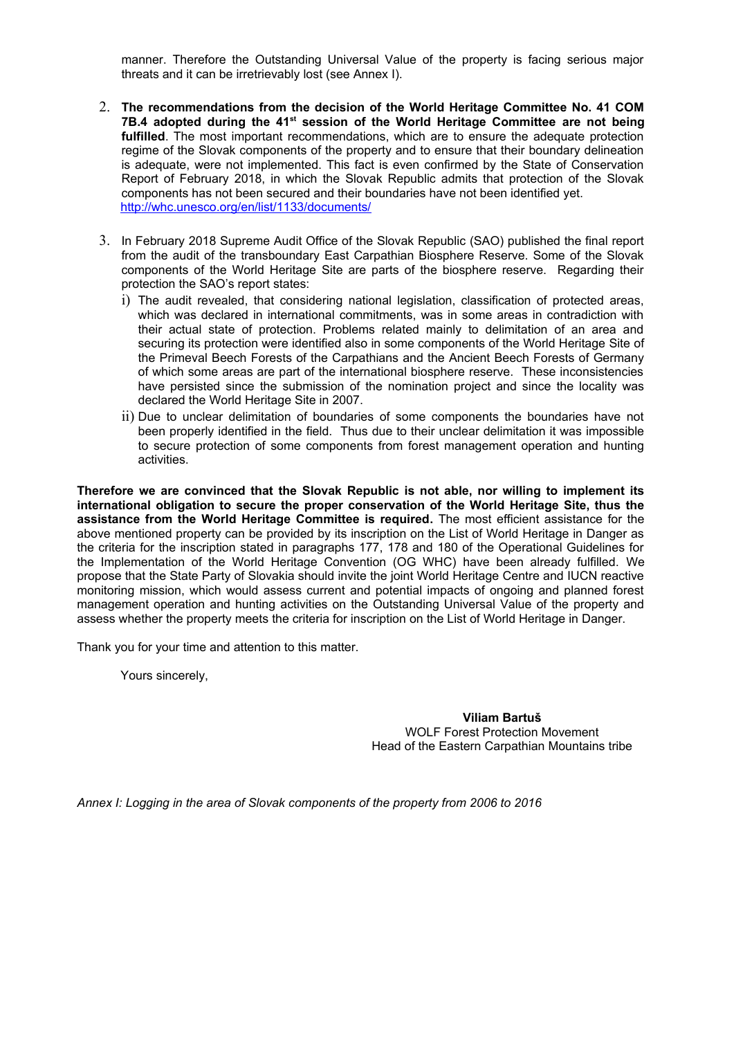manner. Therefore the Outstanding Universal Value of the property is facing serious major threats and it can be irretrievably lost (see Annex I).

2. **The recommendations from the decision of the World Heritage Committee No. 41 COM 7B.4 adopted during the 41st session of the World Heritage Committee are not being fulfilled**. The most important recommendations, which are to ensure the adequate protection regime of the Slovak components of the property and to ensure that their boundary delineation is adequate, were not implemented. This fact is even confirmed by the State of Conservation Report of February 2018, in which the Slovak Republic admits that protection of the Slovak components has not been secured and their boundaries have not been identified yet. http://whc.unesco.org/en/list/1133/documents/

3. In February 2018 Supreme Audit Office of the Slovak Republic (SAO) published the final report from the audit of the transboundary East Carpathian Biosphere Reserve. Some of the Slovak components of the World Heritage Site are parts of the biosphere reserve. Regarding their protection the SAO's report states:
   i) The audit revealed, that considering national legislation, classification of protected areas, which was declared in international commitments, was in some areas in contradiction with their actual state of protection. Problems related mainly to delimitation of an area and securing its protection were identified also in some components of the World Heritage Site of the Primeval Beech Forests of the Carpathians and the Ancient Beech Forests of Germany of which some areas are part of the international biosphere reserve. These inconsistencies have persisted since the submission of the nomination project and since the locality was declared the World Heritage Site in 2007.
   ii) Due to unclear delimitation of boundaries of some components the boundaries have not been properly identified in the field. Thus due to their unclear delimitation it was impossible to secure protection of some components from forest management operation and hunting activities.

**Therefore we are convinced that the Slovak Republic is not able, nor willing to implement its international obligation to secure the proper conservation of the World Heritage Site, thus the assistance from the World Heritage Committee is required.** The most efficient assistance for the above mentioned property can be provided by its inscription on the List of World Heritage in Danger as the criteria for the inscription stated in paragraphs 177, 178 and 180 of the Operational Guidelines for the Implementation of the World Heritage Convention (OG WHC) have been already fulfilled. We propose that the State Party of Slovakia should invite the joint World Heritage Centre and IUCN reactive monitoring mission, which would assess current and potential impacts of ongoing and planned forest management operation and hunting activities on the Outstanding Universal Value of the property and assess whether the property meets the criteria for inscription on the List of World Heritage in Danger.

Thank you for your time and attention to this matter.

Yours sincerely,

**Viliam Bartuš**
WOLF Forest Protection Movement
Head of the Eastern Carpathian Mountains tribe

*Annex I: Logging in the area of Slovak components of the property from 2006 to 2016*